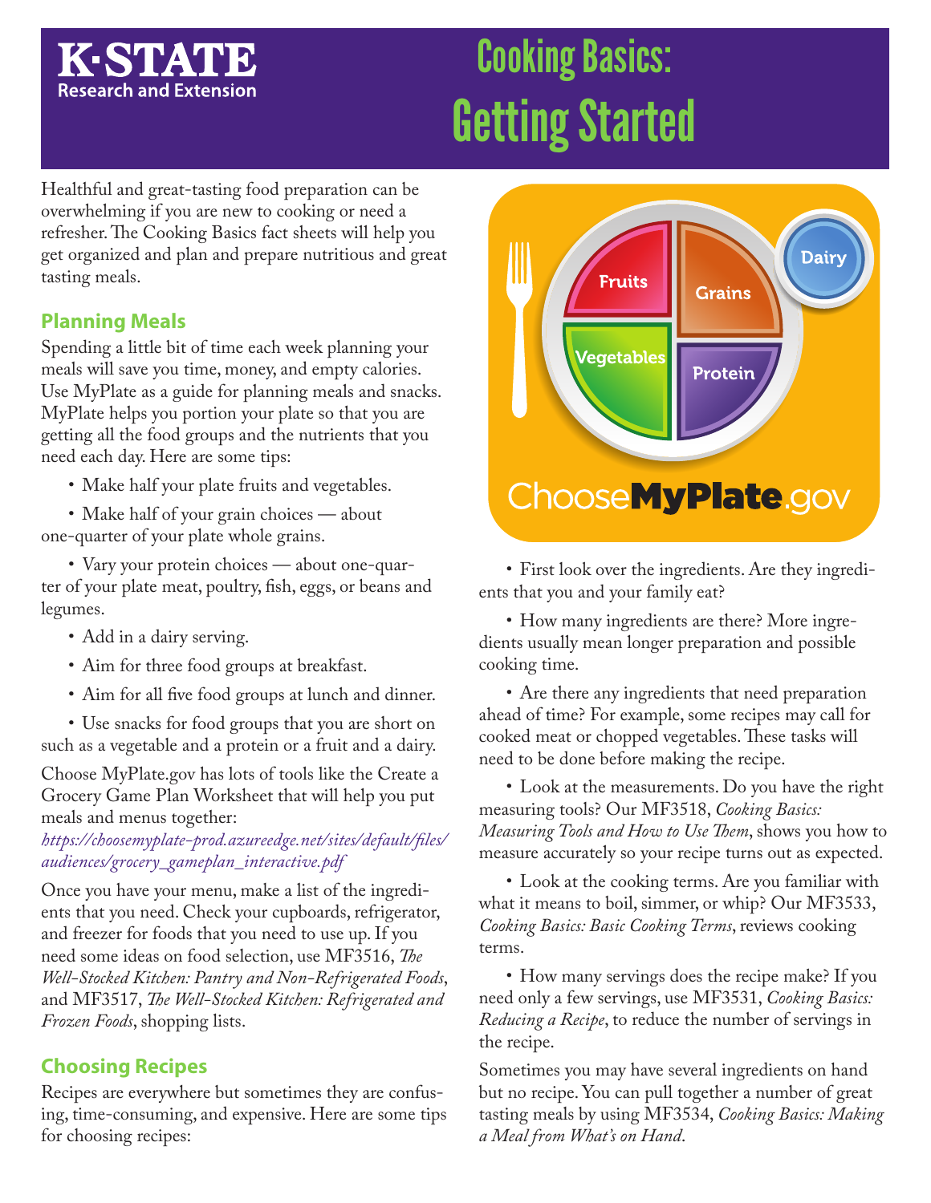K-STATE Research and Extension

# Cooking Basics: Getting Started

Healthful and great-tasting food preparation can be overwhelming if you are new to cooking or need a refresher. The Cooking Basics fact sheets will help you get organized and plan and prepare nutritious and great tasting meals.

## Planning Meals

Spending a little bit of time each week planning your meals will save you time, money, and empty calories. Use MyPlate as a guide for planning meals and snacks. MyPlate helps you portion your plate so that you are getting all the food groups and the nutrients that you need each day. Here are some tips:

- Make half your plate fruits and vegetables.
- Make half of your grain choices — about one-quarter of your plate whole grains.
- Vary your protein choices — about one-quarter of your plate meat, poultry, fish, eggs, or beans and legumes.
- Add in a dairy serving.
- Aim for three food groups at breakfast.
- Aim for all five food groups at lunch and dinner.
- Use snacks for food groups that you are short on such as a vegetable and a protein or a fruit and a dairy.

Choose MyPlate.gov has lots of tools like the Create a Grocery Game Plan Worksheet that will help you put meals and menus together: *https://choosemyplate-prod.azureedge.net/sites/default/files/audiences/grocery_gameplan_interactive.pdf*

Once you have your menu, make a list of the ingredients that you need. Check your cupboards, refrigerator, and freezer for foods that you need to use up. If you need some ideas on food selection, use MF3516, *The Well-Stocked Kitchen: Pantry and Non-Refrigerated Foods*, and MF3517, *The Well-Stocked Kitchen: Refrigerated and Frozen Foods*, shopping lists.

## Choosing Recipes

Recipes are everywhere but sometimes they are confusing, time-consuming, and expensive. Here are some tips for choosing recipes:

- First look over the ingredients. Are they ingredients that you and your family eat?
- How many ingredients are there? More ingredients usually mean longer preparation and possible cooking time.
- Are there any ingredients that need preparation ahead of time? For example, some recipes may call for cooked meat or chopped vegetables. These tasks will need to be done before making the recipe.
- Look at the measurements. Do you have the right measuring tools? Our MF3518, *Cooking Basics: Measuring Tools and How to Use Them*, shows you how to measure accurately so your recipe turns out as expected.
- Look at the cooking terms. Are you familiar with what it means to boil, simmer, or whip? Our MF3533, *Cooking Basics: Basic Cooking Terms*, reviews cooking terms.
- How many servings does the recipe make? If you need only a few servings, use MF3531, *Cooking Basics: Reducing a Recipe*, to reduce the number of servings in the recipe.

Sometimes you may have several ingredients on hand but no recipe. You can pull together a number of great tasting meals by using MF3534, *Cooking Basics: Making a Meal from What's on Hand*.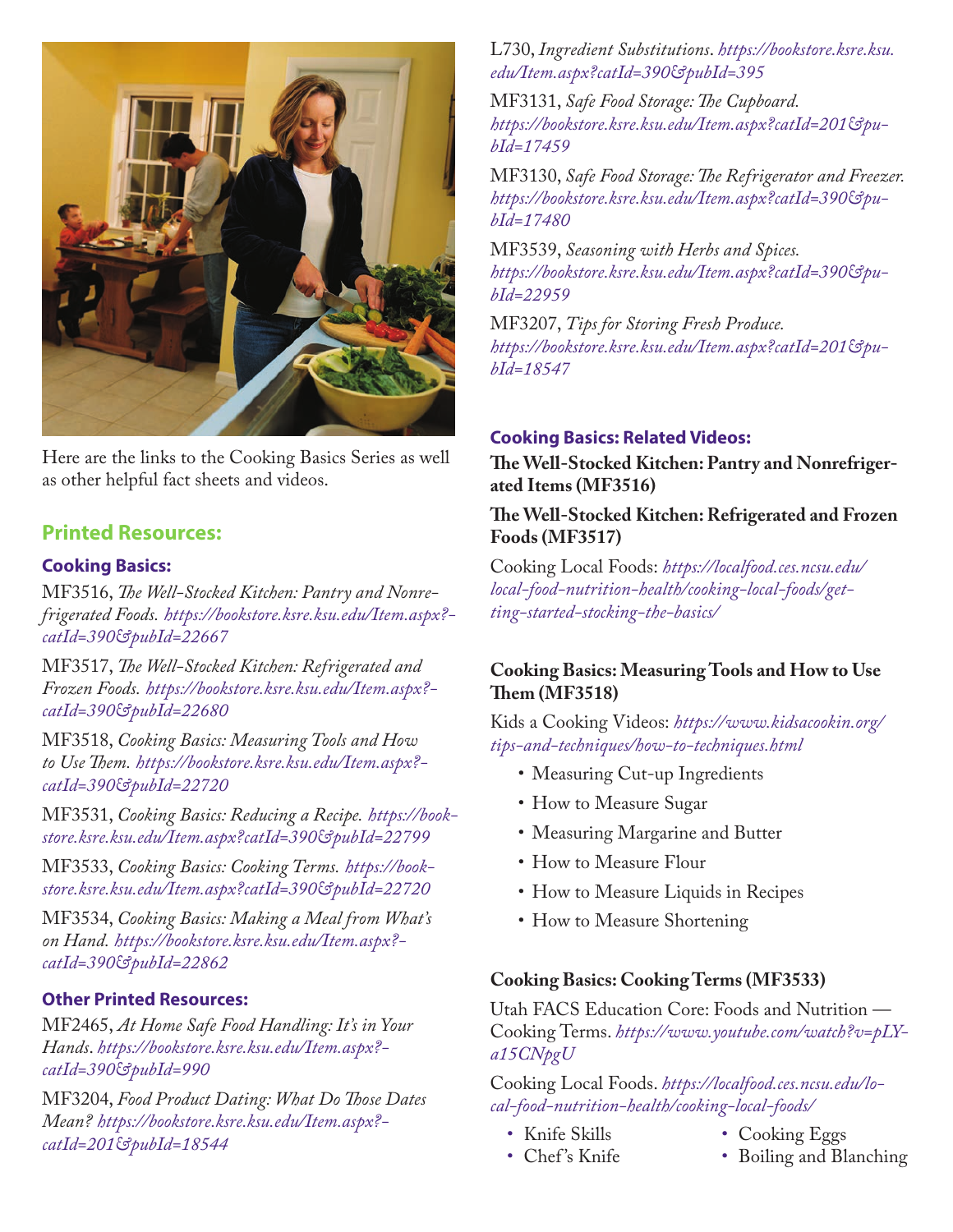Here are the links to the Cooking Basics Series as well as other helpful fact sheets and videos.

## Printed Resources:

### Cooking Basics:

MF3516, *The Well-Stocked Kitchen: Pantry and Nonrefrigerated Foods.* *https://bookstore.ksre.ksu.edu/Item.aspx?catId=390&pubId=22667*

MF3517, *The Well-Stocked Kitchen: Refrigerated and Frozen Foods.* *https://bookstore.ksre.ksu.edu/Item.aspx?catId=390&pubId=22680*

MF3518, *Cooking Basics: Measuring Tools and How to Use Them.* *https://bookstore.ksre.ksu.edu/Item.aspx?catId=390&pubId=22720*

MF3531, *Cooking Basics: Reducing a Recipe.* *https://bookstore.ksre.ksu.edu/Item.aspx?catId=390&pubId=22799*

MF3533, *Cooking Basics: Cooking Terms.* *https://bookstore.ksre.ksu.edu/Item.aspx?catId=390&pubId=22720*

MF3534, *Cooking Basics: Making a Meal from What's on Hand.* *https://bookstore.ksre.ksu.edu/Item.aspx?catId=390&pubId=22862*

### Other Printed Resources:

MF2465, *At Home Safe Food Handling: It's in Your Hands*. *https://bookstore.ksre.ksu.edu/Item.aspx?catId=390&pubId=990*

MF3204, *Food Product Dating: What Do Those Dates Mean?* *https://bookstore.ksre.ksu.edu/Item.aspx?catId=201&pubId=18544*

L730, *Ingredient Substitutions*. *https://bookstore.ksre.ksu.edu/Item.aspx?catId=390&pubId=395*

MF3131, *Safe Food Storage: The Cupboard.* *https://bookstore.ksre.ksu.edu/Item.aspx?catId=201&pubId=17459*

MF3130, *Safe Food Storage: The Refrigerator and Freezer.* *https://bookstore.ksre.ksu.edu/Item.aspx?catId=390&pubId=17480*

MF3539, *Seasoning with Herbs and Spices.* *https://bookstore.ksre.ksu.edu/Item.aspx?catId=390&pubId=22959*

MF3207, *Tips for Storing Fresh Produce.* *https://bookstore.ksre.ksu.edu/Item.aspx?catId=201&pubId=18547*

### Cooking Basics: Related Videos:

**The Well-Stocked Kitchen: Pantry and Nonrefrigerated Items (MF3516)**

**The Well-Stocked Kitchen: Refrigerated and Frozen Foods (MF3517)**

Cooking Local Foods: *https://localfood.ces.ncsu.edu/local-food-nutrition-health/cooking-local-foods/getting-started-stocking-the-basics/*

**Cooking Basics: Measuring Tools and How to Use Them (MF3518)**

Kids a Cooking Videos: *https://www.kidsacookin.org/tips-and-techniques/how-to-techniques.html*

- Measuring Cut-up Ingredients
- How to Measure Sugar
- Measuring Margarine and Butter
- How to Measure Flour
- How to Measure Liquids in Recipes
- How to Measure Shortening

**Cooking Basics: Cooking Terms (MF3533)**

Utah FACS Education Core: Foods and Nutrition — Cooking Terms. *https://www.youtube.com/watch?v=pLYa15CNpgU*

Cooking Local Foods. *https://localfood.ces.ncsu.edu/local-food-nutrition-health/cooking-local-foods/*

- Knife Skills
- Chef's Knife
- Cooking Eggs
- Boiling and Blanching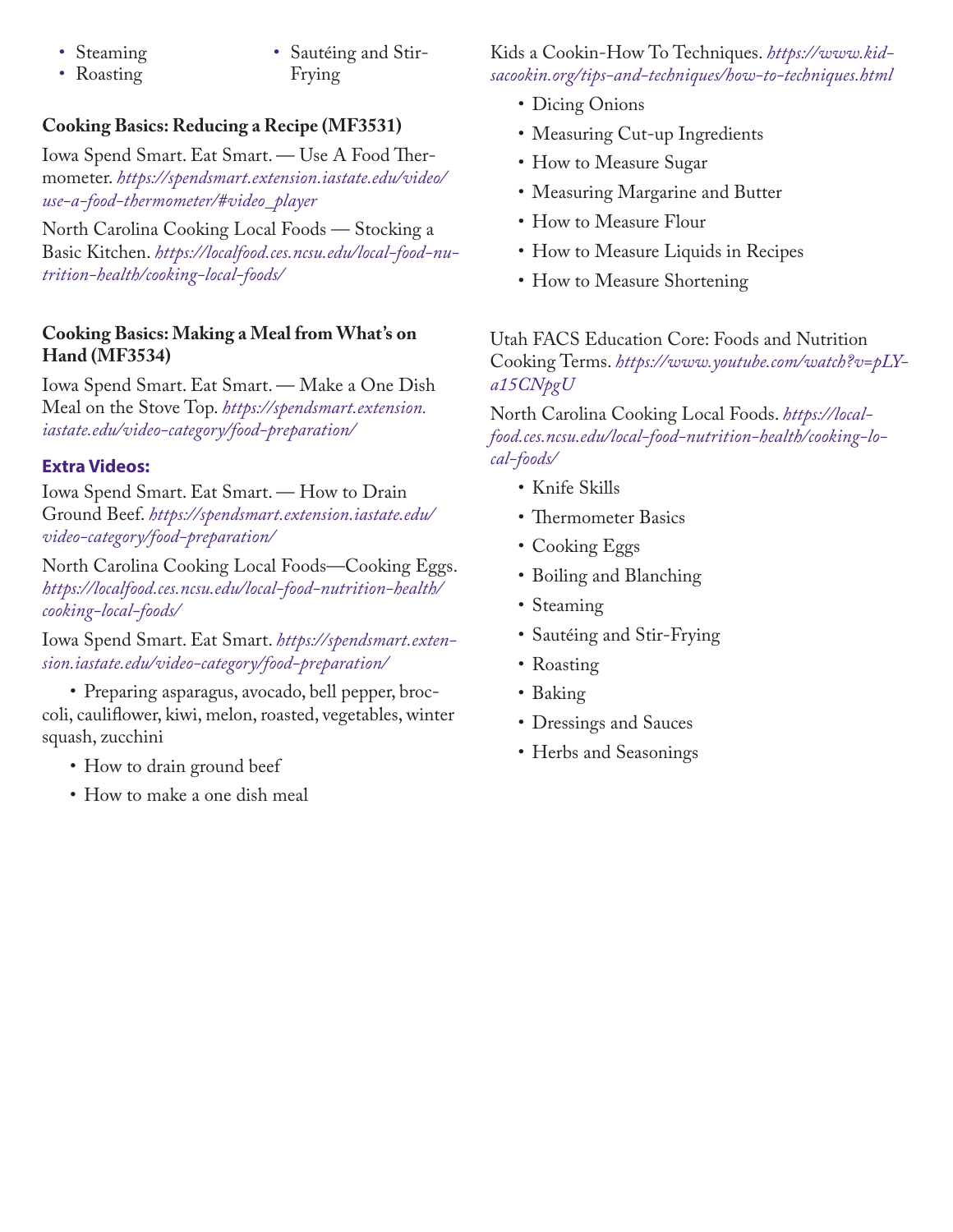- Steaming
- Roasting
- Sautéing and Stir-Frying

**Cooking Basics: Reducing a Recipe (MF3531)**

Iowa Spend Smart. Eat Smart. — Use A Food Thermometer. *https://spendsmart.extension.iastate.edu/video/use-a-food-thermometer/#video_player*

North Carolina Cooking Local Foods — Stocking a Basic Kitchen. *https://localfood.ces.ncsu.edu/local-food-nutrition-health/cooking-local-foods/*

**Cooking Basics: Making a Meal from What's on Hand (MF3534)**

Iowa Spend Smart. Eat Smart. — Make a One Dish Meal on the Stove Top. *https://spendsmart.extension.iastate.edu/video-category/food-preparation/*

### Extra Videos:

Iowa Spend Smart. Eat Smart. — How to Drain Ground Beef. *https://spendsmart.extension.iastate.edu/video-category/food-preparation/*

North Carolina Cooking Local Foods—Cooking Eggs. *https://localfood.ces.ncsu.edu/local-food-nutrition-health/cooking-local-foods/*

Iowa Spend Smart. Eat Smart. *https://spendsmart.extension.iastate.edu/video-category/food-preparation/*

- Preparing asparagus, avocado, bell pepper, broccoli, cauliflower, kiwi, melon, roasted, vegetables, winter squash, zucchini
- How to drain ground beef
- How to make a one dish meal

Kids a Cookin-How To Techniques. *https://www.kidsacookin.org/tips-and-techniques/how-to-techniques.html*

- Dicing Onions
- Measuring Cut-up Ingredients
- How to Measure Sugar
- Measuring Margarine and Butter
- How to Measure Flour
- How to Measure Liquids in Recipes
- How to Measure Shortening

Utah FACS Education Core: Foods and Nutrition Cooking Terms. *https://www.youtube.com/watch?v=pLYa15CNpgU*

North Carolina Cooking Local Foods. *https://localfood.ces.ncsu.edu/local-food-nutrition-health/cooking-local-foods/*

- Knife Skills
- Thermometer Basics
- Cooking Eggs
- Boiling and Blanching
- Steaming
- Sautéing and Stir-Frying
- Roasting
- Baking
- Dressings and Sauces
- Herbs and Seasonings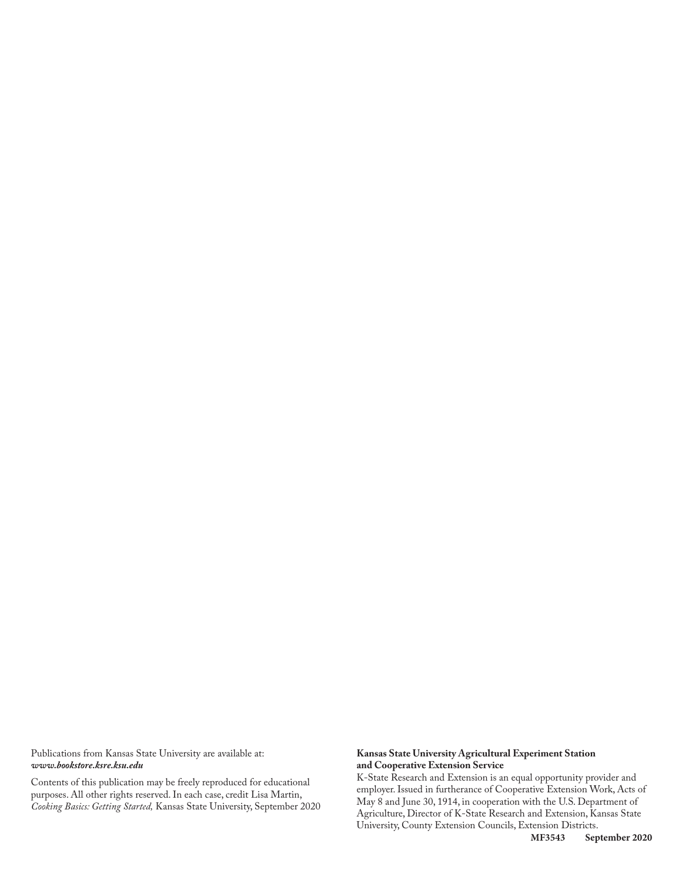Publications from Kansas State University are available at:
***www.bookstore.ksre.ksu.edu***

Contents of this publication may be freely reproduced for educational purposes. All other rights reserved. In each case, credit Lisa Martin, *Cooking Basics: Getting Started,* Kansas State University, September 2020

**Kansas State University Agricultural Experiment Station and Cooperative Extension Service**

K-State Research and Extension is an equal opportunity provider and employer. Issued in furtherance of Cooperative Extension Work, Acts of May 8 and June 30, 1914, in cooperation with the U.S. Department of Agriculture, Director of K-State Research and Extension, Kansas State University, County Extension Councils, Extension Districts.

**MF3543 September 2020**